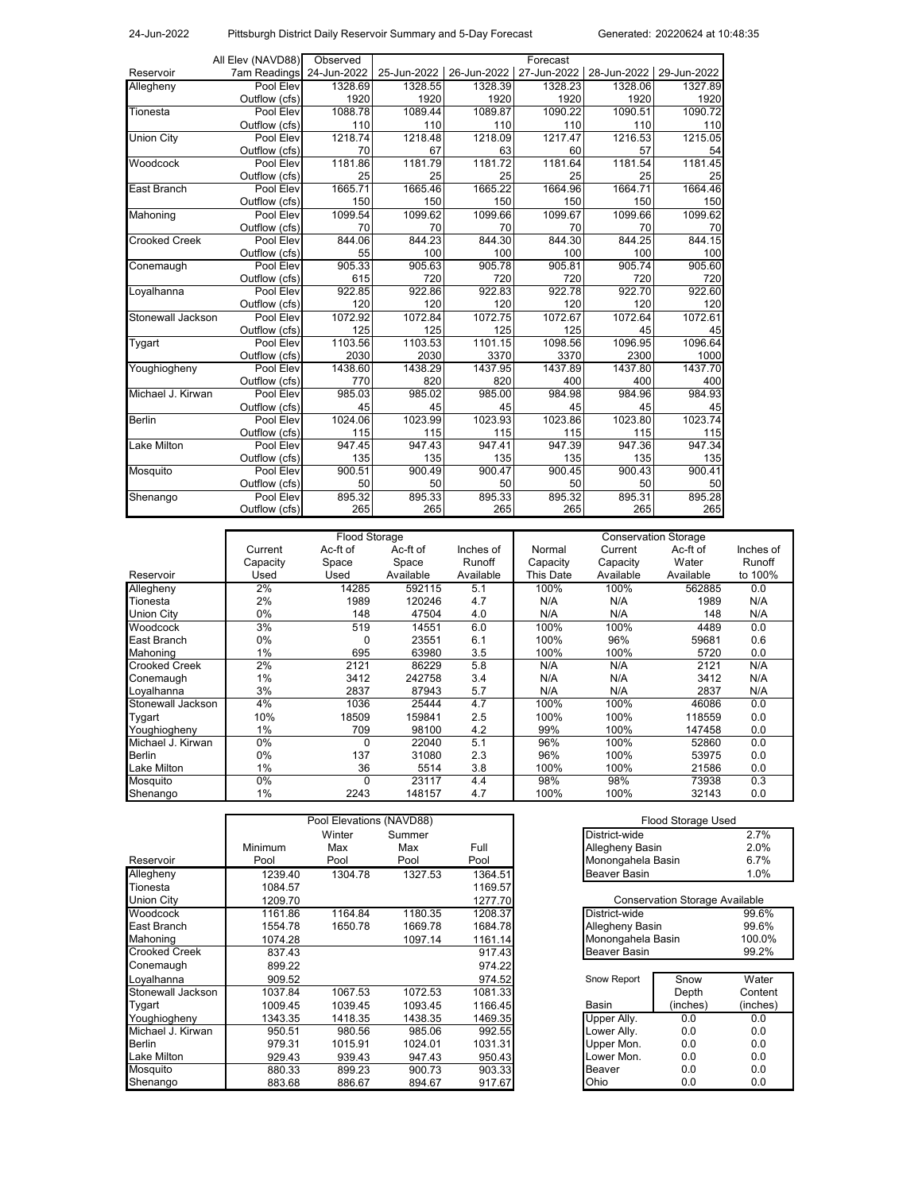24-Jun-2022 Pittsburgh District Daily Reservoir Summary and 5-Day Forecast Generated: 20220624 at 10:48:35

| Reservoir | All Elev (NAVD88) 7am Readings | Observed 24-Jun-2022 | Forecast 25-Jun-2022 | 26-Jun-2022 | 27-Jun-2022 | 28-Jun-2022 | 29-Jun-2022 |
|---|---|---|---|---|---|---|---|
| Allegheny | Pool Elev | 1328.69 | 1328.55 | 1328.39 | 1328.23 | 1328.06 | 1327.89 |
| | Outflow (cfs) | 1920 | 1920 | 1920 | 1920 | 1920 | 1920 |
| Tionesta | Pool Elev | 1088.78 | 1089.44 | 1089.87 | 1090.22 | 1090.51 | 1090.72 |
| | Outflow (cfs) | 110 | 110 | 110 | 110 | 110 | 110 |
| Union City | Pool Elev | 1218.74 | 1218.48 | 1218.09 | 1217.47 | 1216.53 | 1215.05 |
| | Outflow (cfs) | 70 | 67 | 63 | 60 | 57 | 54 |
| Woodcock | Pool Elev | 1181.86 | 1181.79 | 1181.72 | 1181.64 | 1181.54 | 1181.45 |
| | Outflow (cfs) | 25 | 25 | 25 | 25 | 25 | 25 |
| East Branch | Pool Elev | 1665.71 | 1665.46 | 1665.22 | 1664.96 | 1664.71 | 1664.46 |
| | Outflow (cfs) | 150 | 150 | 150 | 150 | 150 | 150 |
| Mahoning | Pool Elev | 1099.54 | 1099.62 | 1099.66 | 1099.67 | 1099.66 | 1099.62 |
| | Outflow (cfs) | 70 | 70 | 70 | 70 | 70 | 70 |
| Crooked Creek | Pool Elev | 844.06 | 844.23 | 844.30 | 844.30 | 844.25 | 844.15 |
| | Outflow (cfs) | 55 | 100 | 100 | 100 | 100 | 100 |
| Conemaugh | Pool Elev | 905.33 | 905.63 | 905.78 | 905.81 | 905.74 | 905.60 |
| | Outflow (cfs) | 615 | 720 | 720 | 720 | 720 | 720 |
| Loyalhanna | Pool Elev | 922.85 | 922.86 | 922.83 | 922.78 | 922.70 | 922.60 |
| | Outflow (cfs) | 120 | 120 | 120 | 120 | 120 | 120 |
| Stonewall Jackson | Pool Elev | 1072.92 | 1072.84 | 1072.75 | 1072.67 | 1072.64 | 1072.61 |
| | Outflow (cfs) | 125 | 125 | 125 | 125 | 45 | 45 |
| Tygart | Pool Elev | 1103.56 | 1103.53 | 1101.15 | 1098.56 | 1096.95 | 1096.64 |
| | Outflow (cfs) | 2030 | 2030 | 3370 | 3370 | 2300 | 1000 |
| Youghiogheny | Pool Elev | 1438.60 | 1438.29 | 1437.95 | 1437.89 | 1437.80 | 1437.70 |
| | Outflow (cfs) | 770 | 820 | 820 | 400 | 400 | 400 |
| Michael J. Kirwan | Pool Elev | 985.03 | 985.02 | 985.00 | 984.98 | 984.96 | 984.93 |
| | Outflow (cfs) | 45 | 45 | 45 | 45 | 45 | 45 |
| Berlin | Pool Elev | 1024.06 | 1023.99 | 1023.93 | 1023.86 | 1023.80 | 1023.74 |
| | Outflow (cfs) | 115 | 115 | 115 | 115 | 115 | 115 |
| Lake Milton | Pool Elev | 947.45 | 947.43 | 947.41 | 947.39 | 947.36 | 947.34 |
| | Outflow (cfs) | 135 | 135 | 135 | 135 | 135 | 135 |
| Mosquito | Pool Elev | 900.51 | 900.49 | 900.47 | 900.45 | 900.43 | 900.41 |
| | Outflow (cfs) | 50 | 50 | 50 | 50 | 50 | 50 |
| Shenango | Pool Elev | 895.32 | 895.33 | 895.33 | 895.32 | 895.31 | 895.28 |
| | Outflow (cfs) | 265 | 265 | 265 | 265 | 265 | 265 |

| Reservoir | Flood Storage: Current Capacity Used | Ac-ft of Space Used | Ac-ft of Space Available | Inches of Runoff Available | Conservation Storage: Normal Capacity This Date | Current Capacity Available | Ac-ft of Water Available | Inches of Runoff to 100% |
|---|---|---|---|---|---|---|---|---|
| Allegheny | 2% | 14285 | 592115 | 5.1 | 100% | 100% | 562885 | 0.0 |
| Tionesta | 2% | 1989 | 120246 | 4.7 | N/A | N/A | 1989 | N/A |
| Union City | 0% | 148 | 47504 | 4.0 | N/A | N/A | 148 | N/A |
| Woodcock | 3% | 519 | 14551 | 6.0 | 100% | 100% | 4489 | 0.0 |
| East Branch | 0% | 0 | 23551 | 6.1 | 100% | 96% | 59681 | 0.6 |
| Mahoning | 1% | 695 | 63980 | 3.5 | 100% | 100% | 5720 | 0.0 |
| Crooked Creek | 2% | 2121 | 86229 | 5.8 | N/A | N/A | 2121 | N/A |
| Conemaugh | 1% | 3412 | 242758 | 3.4 | N/A | N/A | 3412 | N/A |
| Loyalhanna | 3% | 2837 | 87943 | 5.7 | N/A | N/A | 2837 | N/A |
| Stonewall Jackson | 4% | 1036 | 25444 | 4.7 | 100% | 100% | 46086 | 0.0 |
| Tygart | 10% | 18509 | 159841 | 2.5 | 100% | 100% | 118559 | 0.0 |
| Youghiogheny | 1% | 709 | 98100 | 4.2 | 99% | 100% | 147458 | 0.0 |
| Michael J. Kirwan | 0% | 0 | 22040 | 5.1 | 96% | 100% | 52860 | 0.0 |
| Berlin | 0% | 137 | 31080 | 2.3 | 96% | 100% | 53975 | 0.0 |
| Lake Milton | 1% | 36 | 5514 | 3.8 | 100% | 100% | 21586 | 0.0 |
| Mosquito | 0% | 0 | 23117 | 4.4 | 98% | 98% | 73938 | 0.3 |
| Shenango | 1% | 2243 | 148157 | 4.7 | 100% | 100% | 32143 | 0.0 |

| Reservoir | Pool Elevations (NAVD88): Minimum Pool | Winter Max Pool | Summer Max Pool | Full Pool |
|---|---|---|---|---|
| Allegheny | 1239.40 | 1304.78 | 1327.53 | 1364.51 |
| Tionesta | 1084.57 | | | 1169.57 |
| Union City | 1209.70 | | | 1277.70 |
| Woodcock | 1161.86 | 1164.84 | 1180.35 | 1208.37 |
| East Branch | 1554.78 | 1650.78 | 1669.78 | 1684.78 |
| Mahoning | 1074.28 | | 1097.14 | 1161.14 |
| Crooked Creek | 837.43 | | | 917.43 |
| Conemaugh | 899.22 | | | 974.22 |
| Loyalhanna | 909.52 | | | 974.52 |
| Stonewall Jackson | 1037.84 | 1067.53 | 1072.53 | 1081.33 |
| Tygart | 1009.45 | 1039.45 | 1093.45 | 1166.45 |
| Youghiogheny | 1343.35 | 1418.35 | 1438.35 | 1469.35 |
| Michael J. Kirwan | 950.51 | 980.56 | 985.06 | 992.55 |
| Berlin | 979.31 | 1015.91 | 1024.01 | 1031.31 |
| Lake Milton | 929.43 | 939.43 | 947.43 | 950.43 |
| Mosquito | 880.33 | 899.23 | 900.73 | 903.33 |
| Shenango | 883.68 | 886.67 | 894.67 | 917.67 |

| Flood Storage Used | |
|---|---|
| District-wide | 2.7% |
| Allegheny Basin | 2.0% |
| Monongahela Basin | 6.7% |
| Beaver Basin | 1.0% |

| Conservation Storage Available | |
|---|---|
| District-wide | 99.6% |
| Allegheny Basin | 99.6% |
| Monongahela Basin | 100.0% |
| Beaver Basin | 99.2% |

| Snow Report Basin | Snow Depth (inches) | Water Content (inches) |
|---|---|---|
| Upper Ally. | 0.0 | 0.0 |
| Lower Ally. | 0.0 | 0.0 |
| Upper Mon. | 0.0 | 0.0 |
| Lower Mon. | 0.0 | 0.0 |
| Beaver | 0.0 | 0.0 |
| Ohio | 0.0 | 0.0 |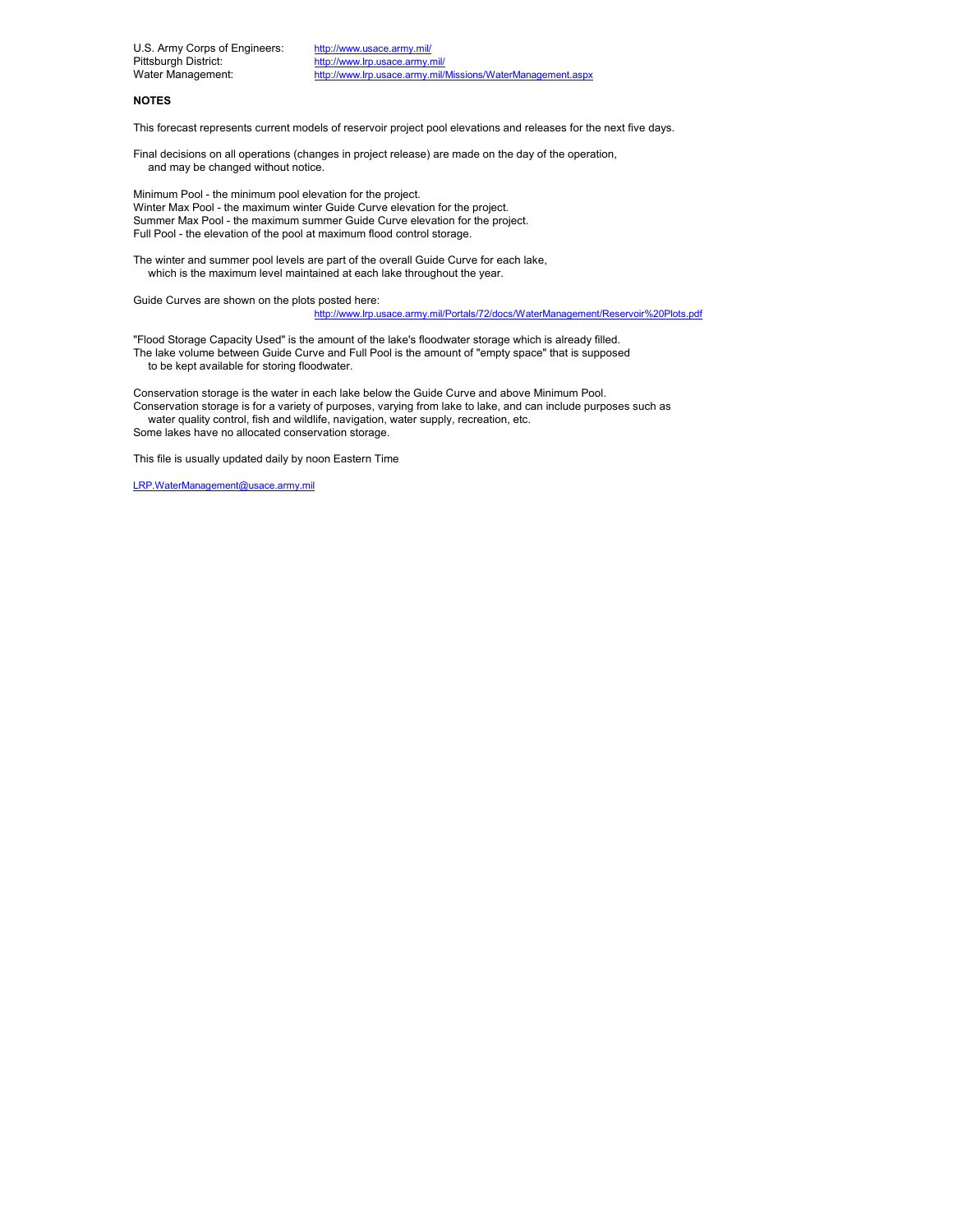| | |
|---|---|
| U.S. Army Corps of Engineers: | http://www.usace.army.mil/ |
| Pittsburgh District: | http://www.lrp.usace.army.mil/ |
| Water Management: | http://www.lrp.usace.army.mil/Missions/WaterManagement.aspx |

**NOTES**

This forecast represents current models of reservoir project pool elevations and releases for the next five days.

Final decisions on all operations (changes in project release) are made on the day of the operation, and may be changed without notice.

Minimum Pool - the minimum pool elevation for the project.
Winter Max Pool - the maximum winter Guide Curve elevation for the project.
Summer Max Pool - the maximum summer Guide Curve elevation for the project.
Full Pool - the elevation of the pool at maximum flood control storage.

The winter and summer pool levels are part of the overall Guide Curve for each lake, which is the maximum level maintained at each lake throughout the year.

Guide Curves are shown on the plots posted here:
http://www.lrp.usace.army.mil/Portals/72/docs/WaterManagement/Reservoir%20Plots.pdf

"Flood Storage Capacity Used" is the amount of the lake's floodwater storage which is already filled.
The lake volume between Guide Curve and Full Pool is the amount of "empty space" that is supposed to be kept available for storing floodwater.

Conservation storage is the water in each lake below the Guide Curve and above Minimum Pool.
Conservation storage is for a variety of purposes, varying from lake to lake, and can include purposes such as water quality control, fish and wildlife, navigation, water supply, recreation, etc.
Some lakes have no allocated conservation storage.

This file is usually updated daily by noon Eastern Time

LRP.WaterManagement@usace.army.mil